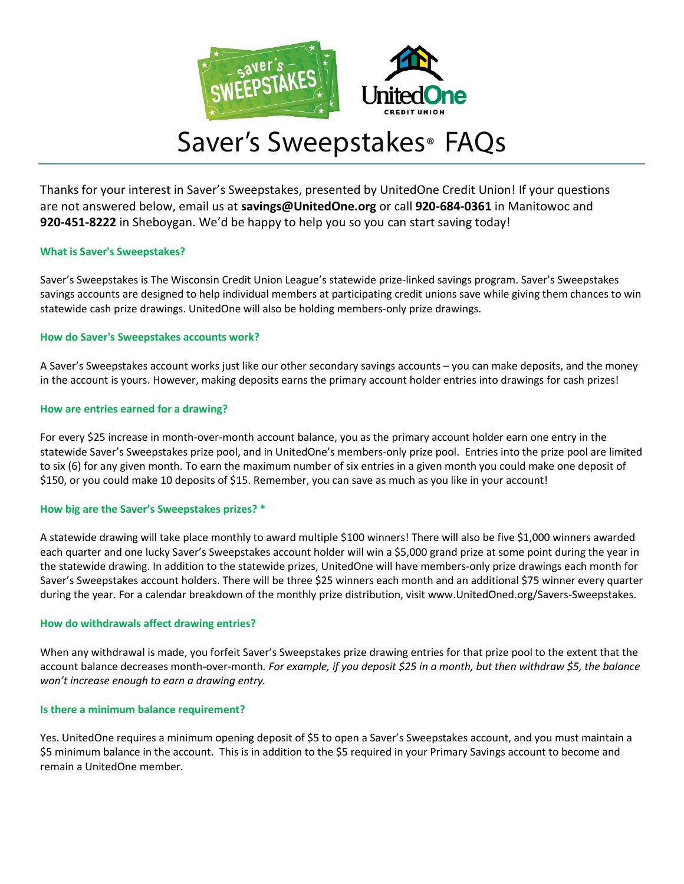# Saver's Sweepstakes® FAQs

Thanks for your interest in Saver's Sweepstakes, presented by UnitedOne Credit Union! If your questions are not answered below, email us at **savings@UnitedOne.org** or call **920-684-0361** in Manitowoc and **920-451-8222** in Sheboygan. We'd be happy to help you so you can start saving today!

### What is Saver's Sweepstakes?

Saver's Sweepstakes is The Wisconsin Credit Union League's statewide prize-linked savings program. Saver's Sweepstakes savings accounts are designed to help individual members at participating credit unions save while giving them chances to win statewide cash prize drawings. UnitedOne will also be holding members-only prize drawings.

### How do Saver's Sweepstakes accounts work?

A Saver's Sweepstakes account works just like our other secondary savings accounts – you can make deposits, and the money in the account is yours. However, making deposits earns the primary account holder entries into drawings for cash prizes!

### How are entries earned for a drawing?

For every $25 increase in month-over-month account balance, you as the primary account holder earn one entry in the statewide Saver's Sweepstakes prize pool, and in UnitedOne's members-only prize pool. Entries into the prize pool are limited to six (6) for any given month. To earn the maximum number of six entries in a given month you could make one deposit of $150, or you could make 10 deposits of $15. Remember, you can save as much as you like in your account!

### How big are the Saver's Sweepstakes prizes? *

A statewide drawing will take place monthly to award multiple $100 winners! There will also be five $1,000 winners awarded each quarter and one lucky Saver's Sweepstakes account holder will win a $5,000 grand prize at some point during the year in the statewide drawing. In addition to the statewide prizes, UnitedOne will have members-only prize drawings each month for Saver's Sweepstakes account holders. There will be three $25 winners each month and an additional $75 winner every quarter during the year. For a calendar breakdown of the monthly prize distribution, visit www.UnitedOned.org/Savers-Sweepstakes.

### How do withdrawals affect drawing entries?

When any withdrawal is made, you forfeit Saver's Sweepstakes prize drawing entries for that prize pool to the extent that the account balance decreases month-over-month. *For example, if you deposit $25 in a month, but then withdraw $5, the balance won't increase enough to earn a drawing entry.*

### Is there a minimum balance requirement?

Yes. UnitedOne requires a minimum opening deposit of $5 to open a Saver's Sweepstakes account, and you must maintain a $5 minimum balance in the account. This is in addition to the $5 required in your Primary Savings account to become and remain a UnitedOne member.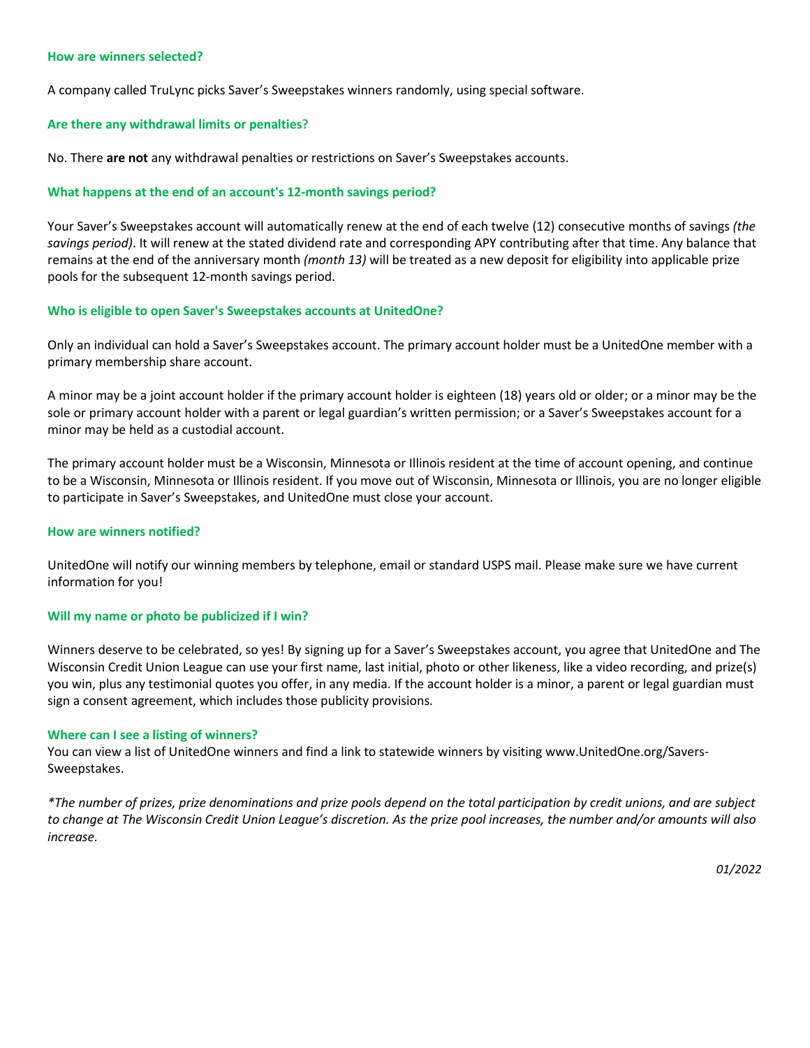### How are winners selected?

A company called TruLync picks Saver's Sweepstakes winners randomly, using special software.

### Are there any withdrawal limits or penalties?

No. There **are not** any withdrawal penalties or restrictions on Saver's Sweepstakes accounts.

### What happens at the end of an account's 12-month savings period?

Your Saver's Sweepstakes account will automatically renew at the end of each twelve (12) consecutive months of savings *(the savings period)*. It will renew at the stated dividend rate and corresponding APY contributing after that time. Any balance that remains at the end of the anniversary month *(month 13)* will be treated as a new deposit for eligibility into applicable prize pools for the subsequent 12-month savings period.

### Who is eligible to open Saver's Sweepstakes accounts at UnitedOne?

Only an individual can hold a Saver's Sweepstakes account. The primary account holder must be a UnitedOne member with a primary membership share account.

A minor may be a joint account holder if the primary account holder is eighteen (18) years old or older; or a minor may be the sole or primary account holder with a parent or legal guardian's written permission; or a Saver's Sweepstakes account for a minor may be held as a custodial account.

The primary account holder must be a Wisconsin, Minnesota or Illinois resident at the time of account opening, and continue to be a Wisconsin, Minnesota or Illinois resident. If you move out of Wisconsin, Minnesota or Illinois, you are no longer eligible to participate in Saver's Sweepstakes, and UnitedOne must close your account.

### How are winners notified?

UnitedOne will notify our winning members by telephone, email or standard USPS mail. Please make sure we have current information for you!

### Will my name or photo be publicized if I win?

Winners deserve to be celebrated, so yes! By signing up for a Saver's Sweepstakes account, you agree that UnitedOne and The Wisconsin Credit Union League can use your first name, last initial, photo or other likeness, like a video recording, and prize(s) you win, plus any testimonial quotes you offer, in any media. If the account holder is a minor, a parent or legal guardian must sign a consent agreement, which includes those publicity provisions.

### Where can I see a listing of winners?

You can view a list of UnitedOne winners and find a link to statewide winners by visiting www.UnitedOne.org/Savers-Sweepstakes.

*\*The number of prizes, prize denominations and prize pools depend on the total participation by credit unions, and are subject to change at The Wisconsin Credit Union League's discretion. As the prize pool increases, the number and/or amounts will also increase.*

*01/2022*